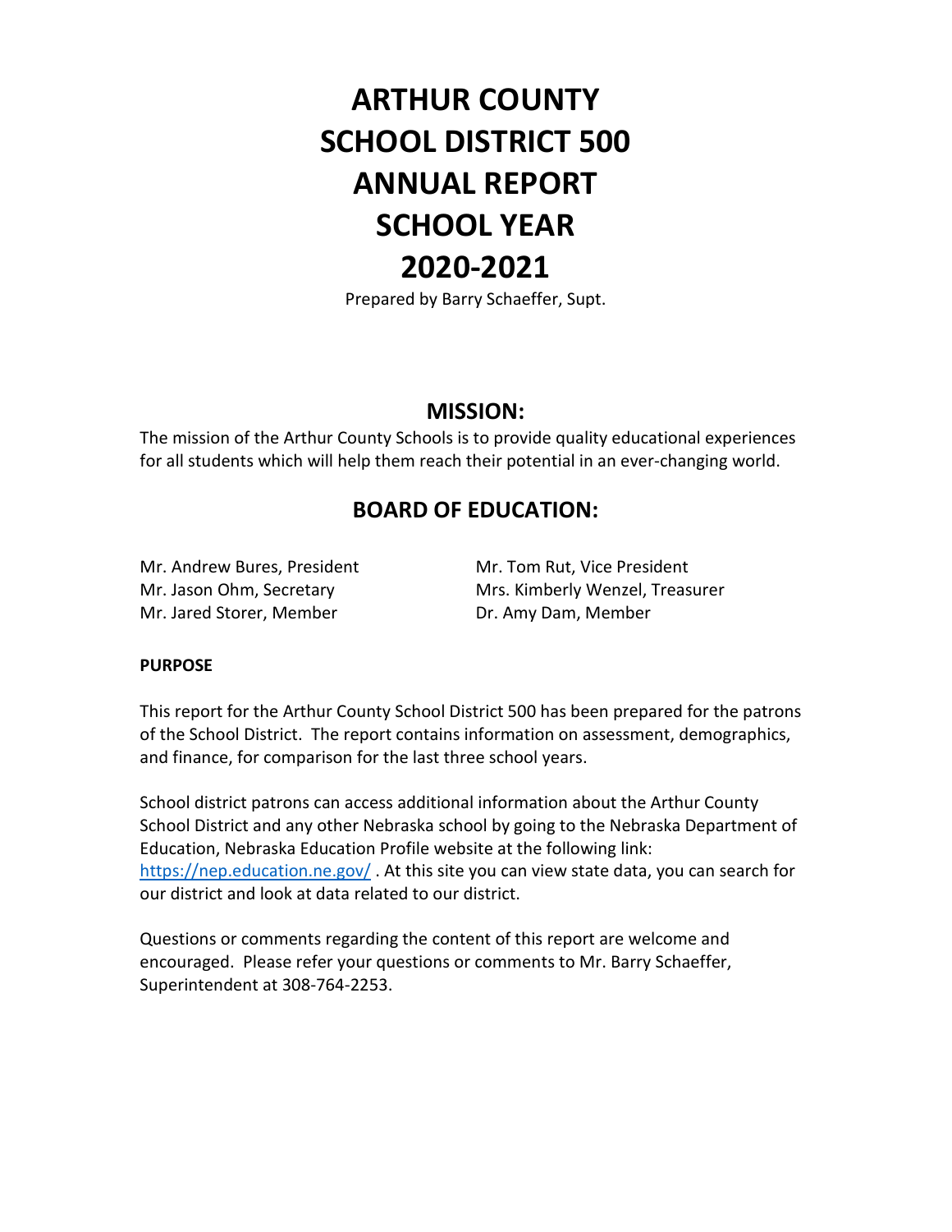# ARTHUR COUNTY SCHOOL DISTRICT 500 ANNUAL REPORT SCHOOL YEAR 2020-2021

Prepared by Barry Schaeffer, Supt.

## MISSION:

The mission of the Arthur County Schools is to provide quality educational experiences for all students which will help them reach their potential in an ever-changing world.

## BOARD OF EDUCATION:

Mr. Andrew Bures, President
Mr. Tom Rut, Vice President
Mr. Jason Ohm, Secretary
Mrs. Kimberly Wenzel, Treasurer
Mr. Jared Storer, Member
Dr. Amy Dam, Member

**PURPOSE**

This report for the Arthur County School District 500 has been prepared for the patrons of the School District. The report contains information on assessment, demographics, and finance, for comparison for the last three school years.

School district patrons can access additional information about the Arthur County School District and any other Nebraska school by going to the Nebraska Department of Education, Nebraska Education Profile website at the following link: https://nep.education.ne.gov/ . At this site you can view state data, you can search for our district and look at data related to our district.

Questions or comments regarding the content of this report are welcome and encouraged. Please refer your questions or comments to Mr. Barry Schaeffer, Superintendent at 308-764-2253.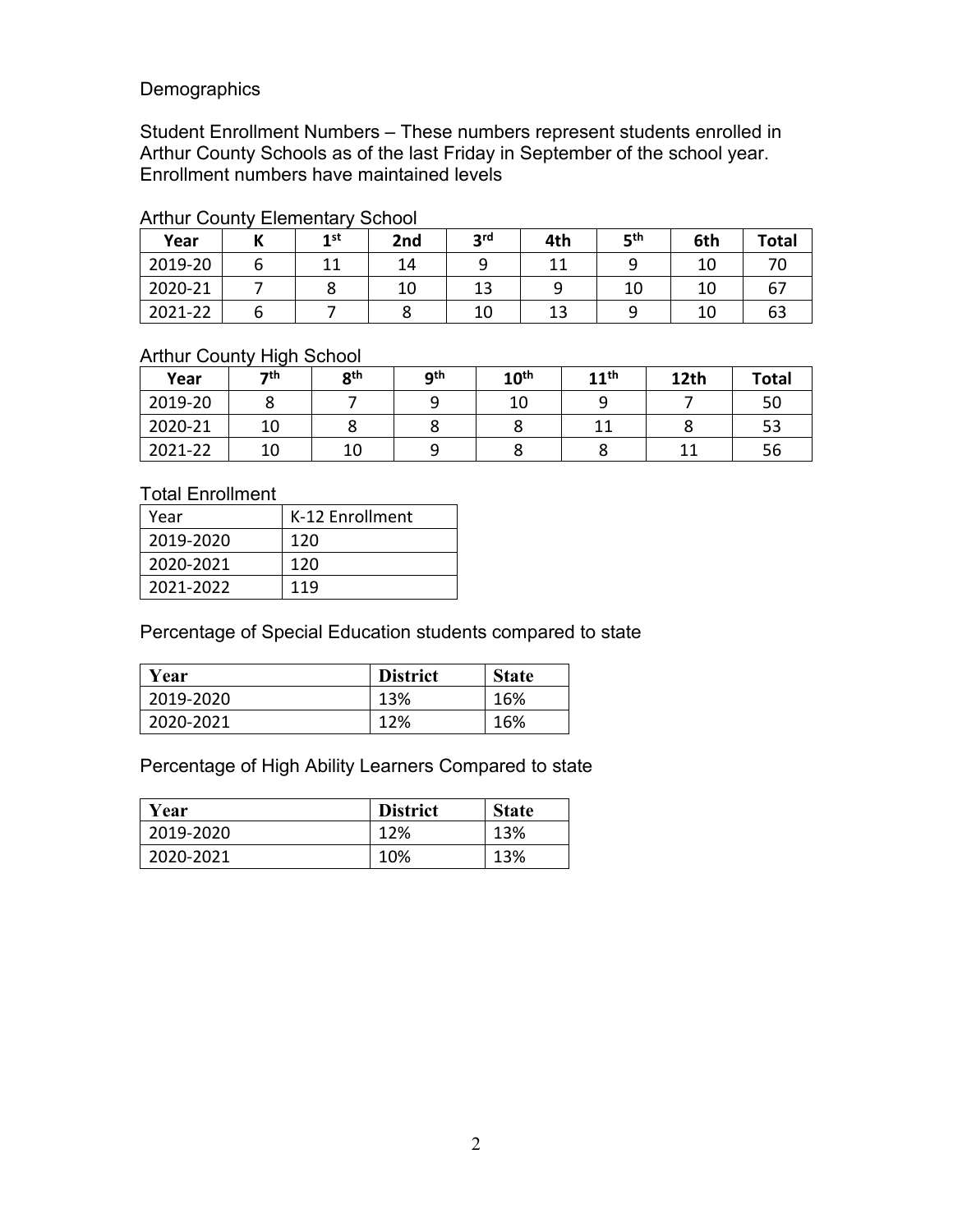Demographics

Student Enrollment Numbers – These numbers represent students enrolled in Arthur County Schools as of the last Friday in September of the school year. Enrollment numbers have maintained levels

Arthur County Elementary School

| Year | K | 1st | 2nd | 3rd | 4th | 5th | 6th | Total |
|---|---|---|---|---|---|---|---|---|
| 2019-20 | 6 | 11 | 14 | 9 | 11 | 9 | 10 | 70 |
| 2020-21 | 7 | 8 | 10 | 13 | 9 | 10 | 10 | 67 |
| 2021-22 | 6 | 7 | 8 | 10 | 13 | 9 | 10 | 63 |

Arthur County High School

| Year | 7th | 8th | 9th | 10th | 11th | 12th | Total |
|---|---|---|---|---|---|---|---|
| 2019-20 | 8 | 7 | 9 | 10 | 9 | 7 | 50 |
| 2020-21 | 10 | 8 | 8 | 8 | 11 | 8 | 53 |
| 2021-22 | 10 | 10 | 9 | 8 | 8 | 11 | 56 |

Total Enrollment

| Year | K-12 Enrollment |
|---|---|
| 2019-2020 | 120 |
| 2020-2021 | 120 |
| 2021-2022 | 119 |

Percentage of Special Education students compared to state

| Year | District | State |
|---|---|---|
| 2019-2020 | 13% | 16% |
| 2020-2021 | 12% | 16% |

Percentage of High Ability Learners Compared to state

| Year | District | State |
|---|---|---|
| 2019-2020 | 12% | 13% |
| 2020-2021 | 10% | 13% |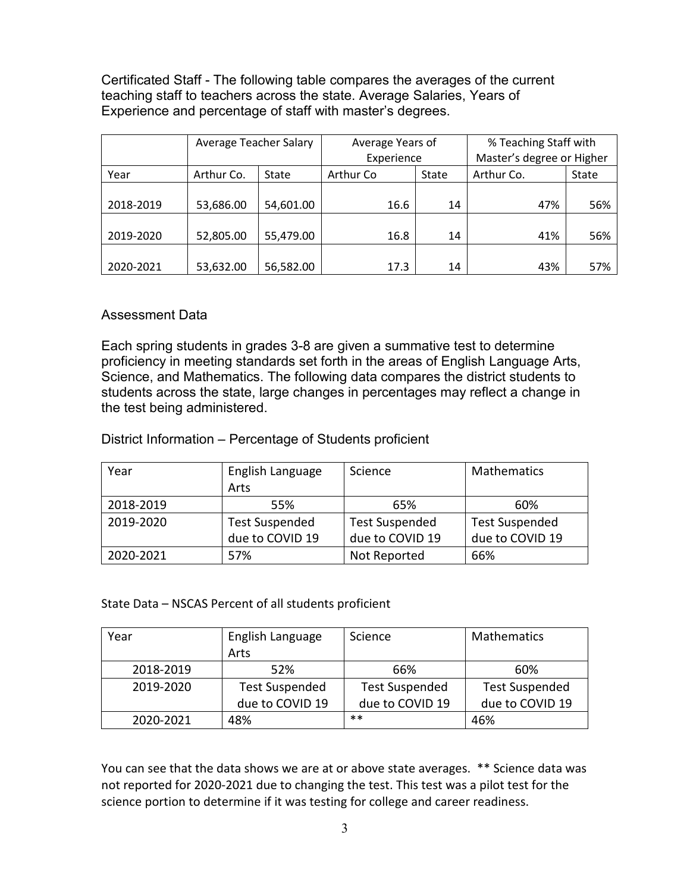Certificated Staff - The following table compares the averages of the current teaching staff to teachers across the state. Average Salaries, Years of Experience and percentage of staff with master's degrees.

| | Average Teacher Salary | | Average Years of Experience | | % Teaching Staff with Master's degree or Higher | |
|---|---|---|---|---|---|---|
| Year | Arthur Co. | State | Arthur Co | State | Arthur Co. | State |
| 2018-2019 | 53,686.00 | 54,601.00 | 16.6 | 14 | 47% | 56% |
| 2019-2020 | 52,805.00 | 55,479.00 | 16.8 | 14 | 41% | 56% |
| 2020-2021 | 53,632.00 | 56,582.00 | 17.3 | 14 | 43% | 57% |

## Assessment Data

Each spring students in grades 3-8 are given a summative test to determine proficiency in meeting standards set forth in the areas of English Language Arts, Science, and Mathematics. The following data compares the district students to students across the state, large changes in percentages may reflect a change in the test being administered.

District Information – Percentage of Students proficient

| Year | English Language Arts | Science | Mathematics |
|---|---|---|---|
| 2018-2019 | 55% | 65% | 60% |
| 2019-2020 | Test Suspended due to COVID 19 | Test Suspended due to COVID 19 | Test Suspended due to COVID 19 |
| 2020-2021 | 57% | Not Reported | 66% |

State Data – NSCAS Percent of all students proficient

| Year | English Language Arts | Science | Mathematics |
|---|---|---|---|
| 2018-2019 | 52% | 66% | 60% |
| 2019-2020 | Test Suspended due to COVID 19 | Test Suspended due to COVID 19 | Test Suspended due to COVID 19 |
| 2020-2021 | 48% | ** | 46% |

You can see that the data shows we are at or above state averages. ** Science data was not reported for 2020-2021 due to changing the test. This test was a pilot test for the science portion to determine if it was testing for college and career readiness.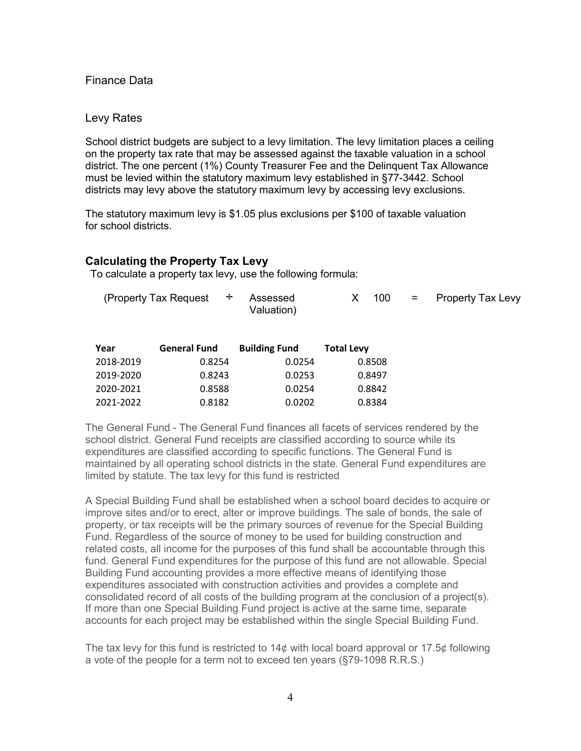Finance Data

## Levy Rates

School district budgets are subject to a levy limitation. The levy limitation places a ceiling on the property tax rate that may be assessed against the taxable valuation in a school district. The one percent (1%) County Treasurer Fee and the Delinquent Tax Allowance must be levied within the statutory maximum levy established in §77-3442. School districts may levy above the statutory maximum levy by accessing levy exclusions.

The statutory maximum levy is $1.05 plus exclusions per $100 of taxable valuation for school districts.

### Calculating the Property Tax Levy

To calculate a property tax levy, use the following formula:

(Property Tax Request ÷ Assessed Valuation) X 100 = Property Tax Levy

| Year | General Fund | Building Fund | Total Levy |
|---|---|---|---|
| 2018-2019 | 0.8254 | 0.0254 | 0.8508 |
| 2019-2020 | 0.8243 | 0.0253 | 0.8497 |
| 2020-2021 | 0.8588 | 0.0254 | 0.8842 |
| 2021-2022 | 0.8182 | 0.0202 | 0.8384 |

The General Fund - The General Fund finances all facets of services rendered by the school district. General Fund receipts are classified according to source while its expenditures are classified according to specific functions. The General Fund is maintained by all operating school districts in the state. General Fund expenditures are limited by statute. The tax levy for this fund is restricted

A Special Building Fund shall be established when a school board decides to acquire or improve sites and/or to erect, alter or improve buildings. The sale of bonds, the sale of property, or tax receipts will be the primary sources of revenue for the Special Building Fund. Regardless of the source of money to be used for building construction and related costs, all income for the purposes of this fund shall be accountable through this fund. General Fund expenditures for the purpose of this fund are not allowable. Special Building Fund accounting provides a more effective means of identifying those expenditures associated with construction activities and provides a complete and consolidated record of all costs of the building program at the conclusion of a project(s). If more than one Special Building Fund project is active at the same time, separate accounts for each project may be established within the single Special Building Fund.

The tax levy for this fund is restricted to 14¢ with local board approval or 17.5¢ following a vote of the people for a term not to exceed ten years (§79-1098 R.R.S.)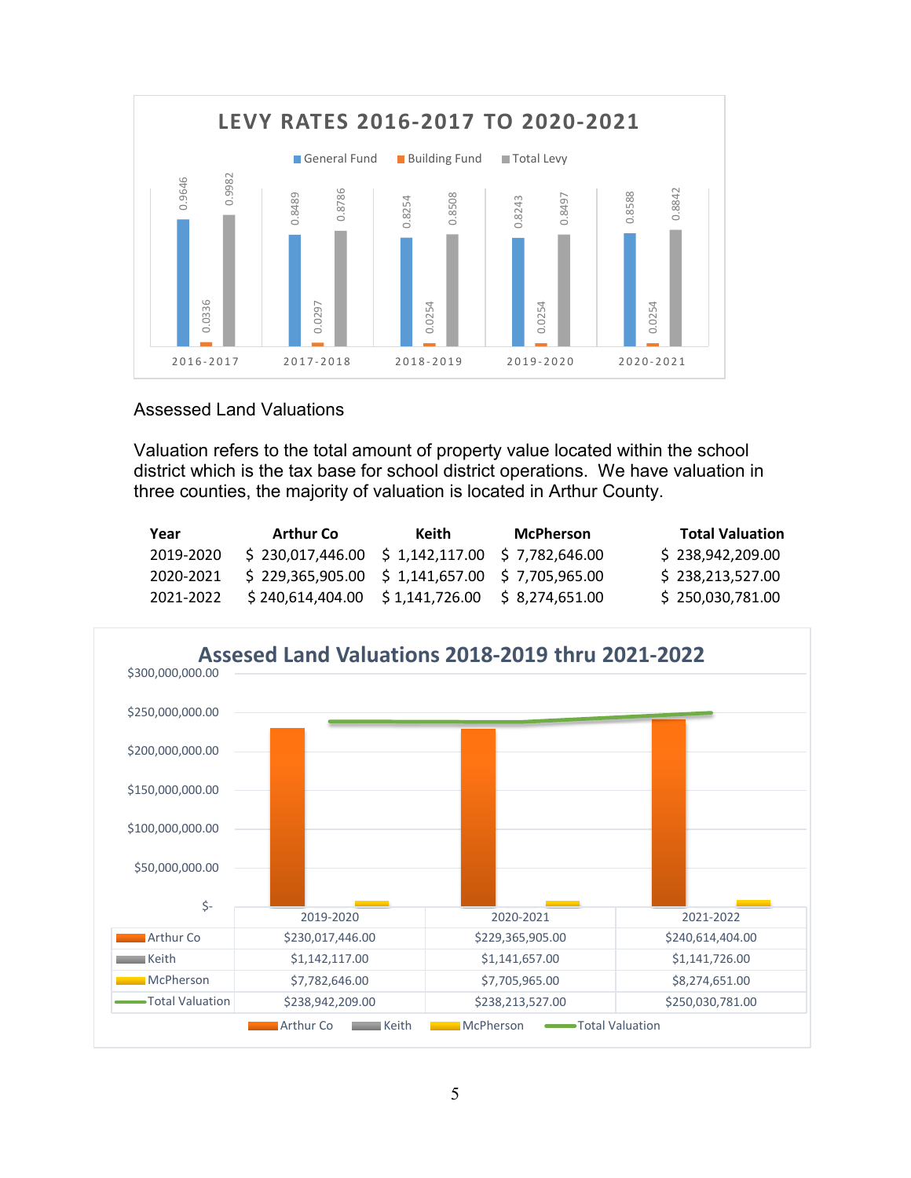## LEVY RATES 2016-2017 TO 2020-2021

| Year | General Fund | Building Fund | Total Levy |
|---|---|---|---|
| 2016-2017 | 0.9646 | 0.0336 | 0.9982 |
| 2017-2018 | 0.8489 | 0.0297 | 0.8786 |
| 2018-2019 | 0.8254 | 0.0254 | 0.8508 |
| 2019-2020 | 0.8243 | 0.0254 | 0.8497 |
| 2020-2021 | 0.8588 | 0.0254 | 0.8842 |

Assessed Land Valuations

Valuation refers to the total amount of property value located within the school district which is the tax base for school district operations. We have valuation in three counties, the majority of valuation is located in Arthur County.

| Year | Arthur Co | Keith | McPherson | Total Valuation |
|---|---|---|---|---|
| 2019-2020 | $ 230,017,446.00 | $ 1,142,117.00 | $ 7,782,646.00 | $ 238,942,209.00 |
| 2020-2021 | $ 229,365,905.00 | $ 1,141,657.00 | $ 7,705,965.00 | $ 238,213,527.00 |
| 2021-2022 | $ 240,614,404.00 | $ 1,141,726.00 | $ 8,274,651.00 | $ 250,030,781.00 |

## Assesed Land Valuations 2018-2019 thru 2021-2022

| | 2019-2020 | 2020-2021 | 2021-2022 |
|---|---|---|---|
| Arthur Co | $230,017,446.00 | $229,365,905.00 | $240,614,404.00 |
| Keith | $1,142,117.00 | $1,141,657.00 | $1,141,726.00 |
| McPherson | $7,782,646.00 | $7,705,965.00 | $8,274,651.00 |
| Total Valuation | $238,942,209.00 | $238,213,527.00 | $250,030,781.00 |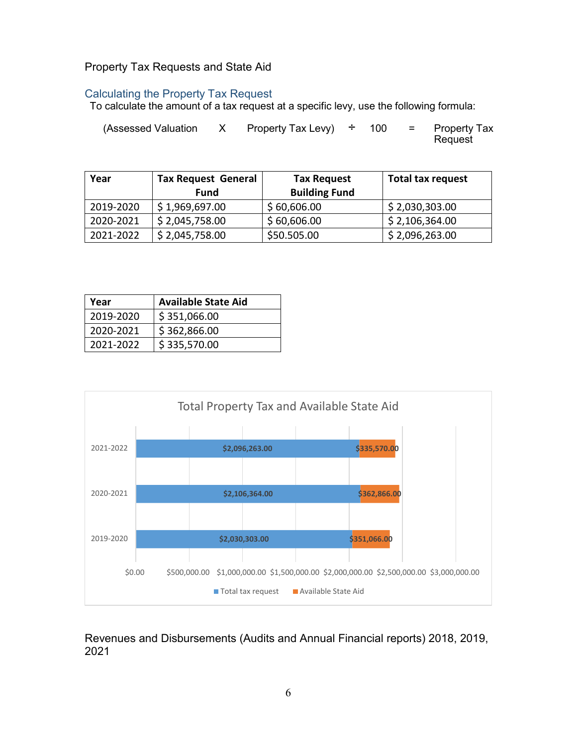# Property Tax Requests and State Aid

## Calculating the Property Tax Request

To calculate the amount of a tax request at a specific levy, use the following formula:

(Assessed Valuation X Property Tax Levy) ÷ 100 = Property Tax Request

| Year | Tax Request General Fund | Tax Request Building Fund | Total tax request |
|---|---|---|---|
| 2019-2020 | $ 1,969,697.00 | $ 60,606.00 | $ 2,030,303.00 |
| 2020-2021 | $ 2,045,758.00 | $ 60,606.00 | $ 2,106,364.00 |
| 2021-2022 | $ 2,045,758.00 | $50.505.00 | $ 2,096,263.00 |

| Year | Available State Aid |
|---|---|
| 2019-2020 | $ 351,066.00 |
| 2020-2021 | $ 362,866.00 |
| 2021-2022 | $ 335,570.00 |

Total Property Tax and Available State Aid

| Year | Total tax request | Available State Aid |
|---|---|---|
| 2021-2022 | $2,096,263.00 | $335,570.00 |
| 2020-2021 | $2,106,364.00 | $362,866.00 |
| 2019-2020 | $2,030,303.00 | $351,066.00 |

Revenues and Disbursements (Audits and Annual Financial reports) 2018, 2019, 2021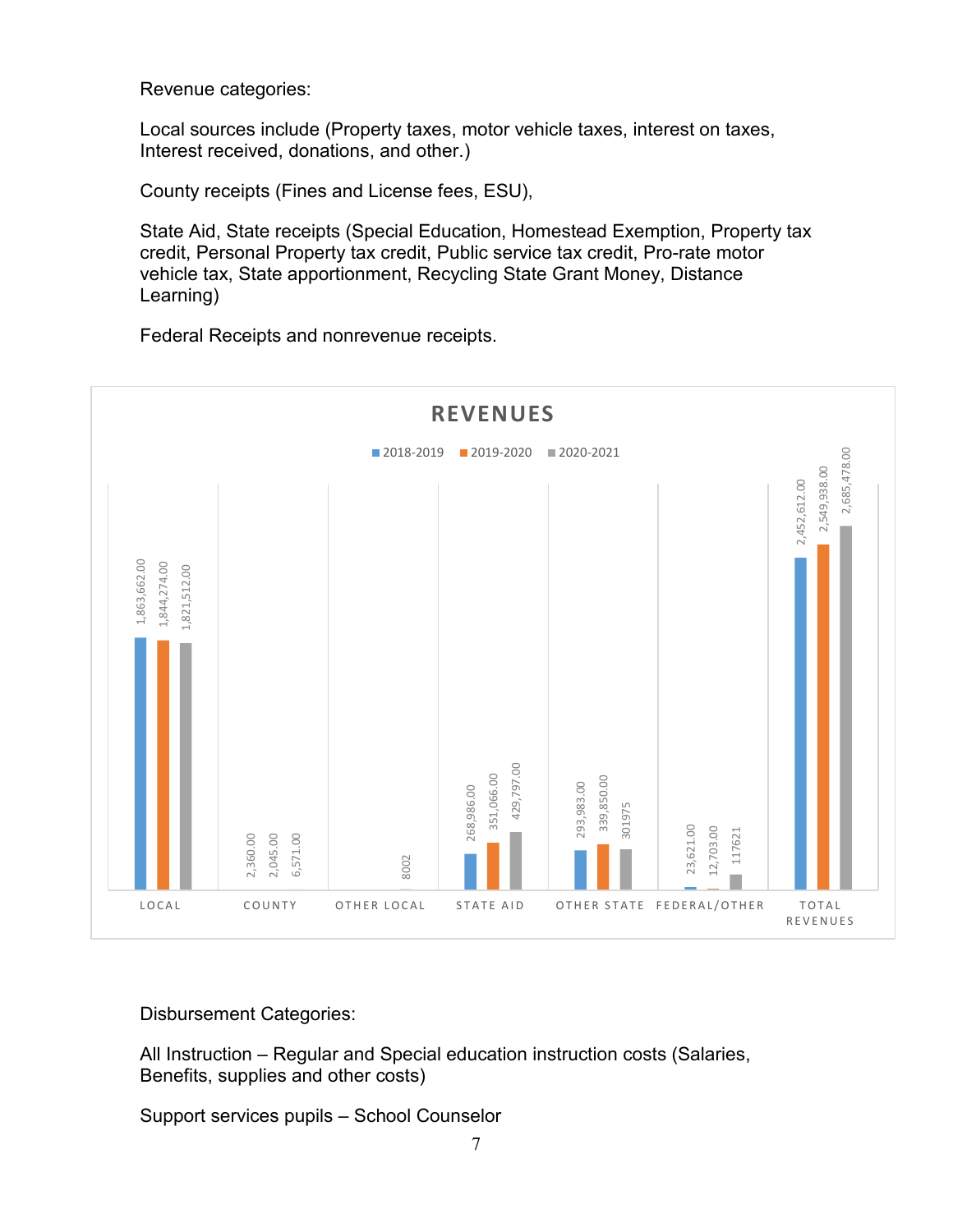Revenue categories:

Local sources include (Property taxes, motor vehicle taxes, interest on taxes, Interest received, donations, and other.)

County receipts (Fines and License fees, ESU),

State Aid, State receipts (Special Education, Homestead Exemption, Property tax credit, Personal Property tax credit, Public service tax credit, Pro-rate motor vehicle tax, State apportionment, Recycling State Grant Money, Distance Learning)

Federal Receipts and nonrevenue receipts.

**REVENUES**

| Category | 2018-2019 | 2019-2020 | 2020-2021 |
|---|---|---|---|
| LOCAL | 1,863,662.00 | 1,844,274.00 | 1,821,512.00 |
| COUNTY | 2,360.00 | 2,045.00 | 6,571.00 |
| OTHER LOCAL | | | 8002 |
| STATE AID | 268,986.00 | 351,066.00 | 429,797.00 |
| OTHER STATE | 293,983.00 | 339,850.00 | 301975 |
| FEDERAL/OTHER | 23,621.00 | 12,703.00 | 117621 |
| TOTAL REVENUES | 2,452,612.00 | 2,549,938.00 | 2,685,478.00 |

Disbursement Categories:

All Instruction – Regular and Special education instruction costs (Salaries, Benefits, supplies and other costs)

Support services pupils – School Counselor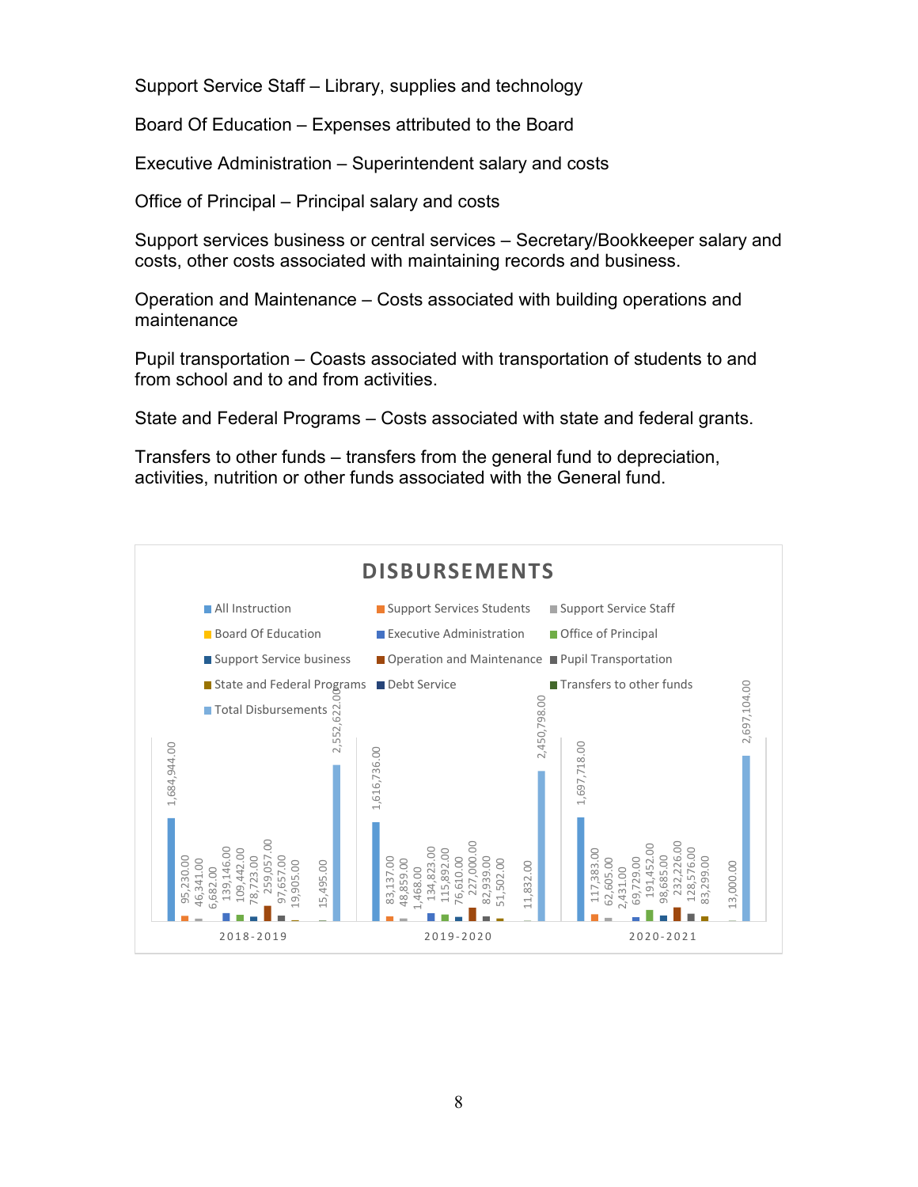Support Service Staff – Library, supplies and technology

Board Of Education – Expenses attributed to the Board

Executive Administration – Superintendent salary and costs

Office of Principal – Principal salary and costs

Support services business or central services – Secretary/Bookkeeper salary and costs, other costs associated with maintaining records and business.

Operation and Maintenance – Costs associated with building operations and maintenance

Pupil transportation – Coasts associated with transportation of students to and from school and to and from activities.

State and Federal Programs – Costs associated with state and federal grants.

Transfers to other funds – transfers from the general fund to depreciation, activities, nutrition or other funds associated with the General fund.

**DISBURSEMENTS**

| | 2018-2019 | 2019-2020 | 2020-2021 |
|---|---|---|---|
| All Instruction | 1,684,944.00 | 1,616,736.00 | 1,697,718.00 |
| Support Services Students | 95,230.00 | 83,137.00 | 117,383.00 |
| Support Service Staff | 46,341.00 | 48,859.00 | 62,605.00 |
| Board Of Education | 6,682.00 | 1,468.00 | 2,431.00 |
| Executive Administration | 139,146.00 | 134,823.00 | 69,729.00 |
| Office of Principal | 109,442.00 | 115,892.00 | 191,452.00 |
| Support Service business | 78,723.00 | 76,610.00 | 98,685.00 |
| Operation and Maintenance | 259,057.00 | 227,000.00 | 232,226.00 |
| Pupil Transportation | 97,657.00 | 82,939.00 | 128,576.00 |
| State and Federal Programs | 19,905.00 | 51,502.00 | 83,299.00 |
| Debt Service | | | |
| Transfers to other funds | 15,495.00 | 11,832.00 | 13,000.00 |
| Total Disbursements | 2,552,622.00 | 2,450,798.00 | 2,697,104.00 |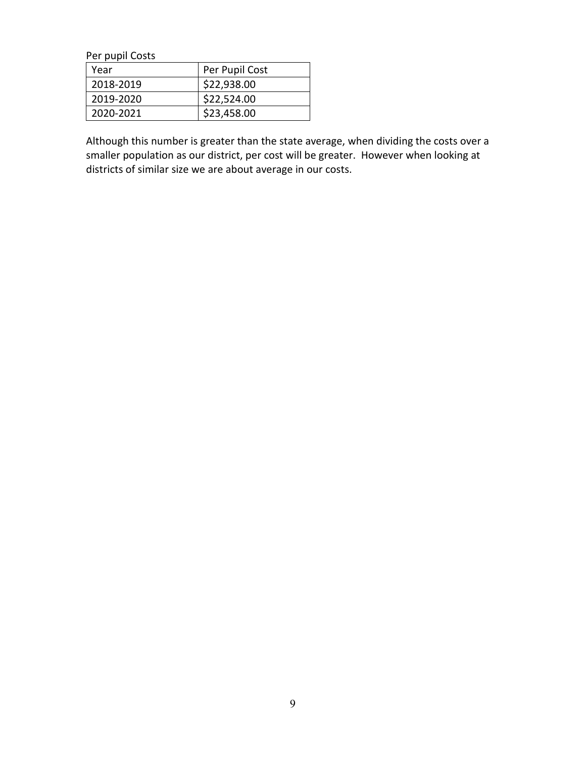Per pupil Costs

| Year | Per Pupil Cost |
|---|---|
| 2018-2019 | $22,938.00 |
| 2019-2020 | $22,524.00 |
| 2020-2021 | $23,458.00 |

Although this number is greater than the state average, when dividing the costs over a smaller population as our district, per cost will be greater. However when looking at districts of similar size we are about average in our costs.